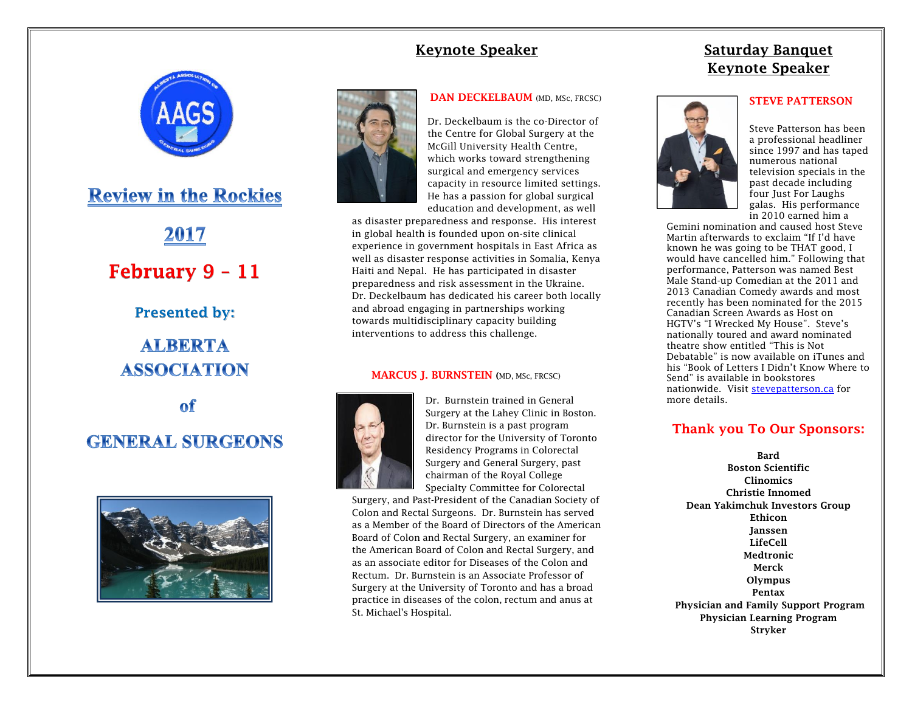# Review in the Rockies

# 2017

## February 9 – 11

### Presented by:

## ALBERTA ASSOCIATION of GENERAL SURGEONS

## Keynote Speaker

**DAN DECKELBAUM** (MD, MSc, FRCSC)

Dr. Deckelbaum is the co-Director of the Centre for Global Surgery at the McGill University Health Centre, which works toward strengthening surgical and emergency services capacity in resource limited settings. He has a passion for global surgical education and development, as well as disaster preparedness and response. His interest in global health is founded upon on-site clinical experience in government hospitals in East Africa as well as disaster response activities in Somalia, Kenya Haiti and Nepal. He has participated in disaster preparedness and risk assessment in the Ukraine. Dr. Deckelbaum has dedicated his career both locally and abroad engaging in partnerships working towards multidisciplinary capacity building interventions to address this challenge.

**MARCUS J. BURNSTEIN** (MD, MSc, FRCSC)

Dr. Burnstein trained in General Surgery at the Lahey Clinic in Boston. Dr. Burnstein is a past program director for the University of Toronto Residency Programs in Colorectal Surgery and General Surgery, past chairman of the Royal College Specialty Committee for Colorectal Surgery, and Past-President of the Canadian Society of Colon and Rectal Surgeons. Dr. Burnstein has served as a Member of the Board of Directors of the American Board of Colon and Rectal Surgery, an examiner for the American Board of Colon and Rectal Surgery, and as an associate editor for Diseases of the Colon and Rectum. Dr. Burnstein is an Associate Professor of Surgery at the University of Toronto and has a broad practice in diseases of the colon, rectum and anus at St. Michael's Hospital.

## Saturday Banquet Keynote Speaker

**STEVE PATTERSON**

Steve Patterson has been a professional headliner since 1997 and has taped numerous national television specials in the past decade including four Just For Laughs galas. His performance in 2010 earned him a Gemini nomination and caused host Steve Martin afterwards to exclaim "If I'd have known he was going to be THAT good, I would have cancelled him." Following that performance, Patterson was named Best Male Stand-up Comedian at the 2011 and 2013 Canadian Comedy awards and most recently has been nominated for the 2015 Canadian Screen Awards as Host on HGTV's "I Wrecked My House". Steve's nationally toured and award nominated theatre show entitled "This is Not Debatable" is now available on iTunes and his "Book of Letters I Didn't Know Where to Send" is available in bookstores nationwide. Visit stevepatterson.ca for more details.

## Thank you To Our Sponsors:

**Bard**
**Boston Scientific**
**Clinomics**
**Christie Innomed**
**Dean Yakimchuk Investors Group**
**Ethicon**
**Janssen**
**LifeCell**
**Medtronic**
**Merck**
**Olympus**
**Pentax**
**Physician and Family Support Program**
**Physician Learning Program**
**Stryker**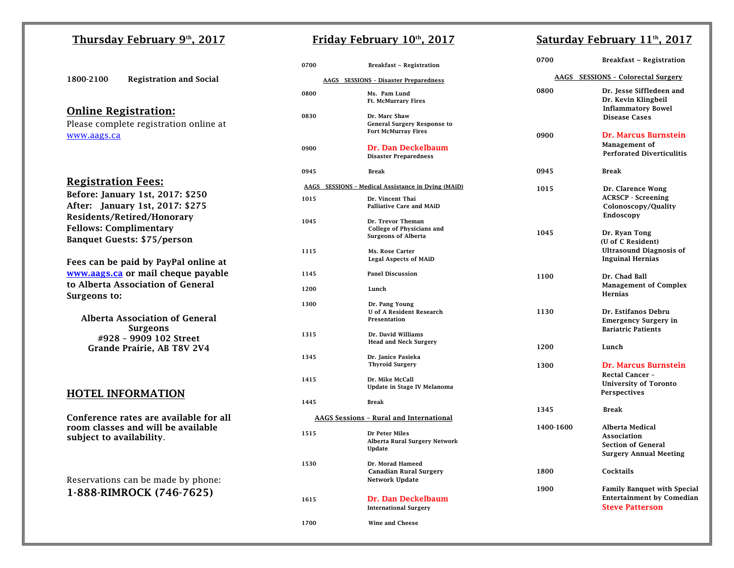## Thursday February 9th, 2017

**1800-2100 Registration and Social**

## Online Registration:

Please complete registration online at [www.aags.ca](http://www.aags.ca)

## Registration Fees:

**Before: January 1st, 2017: $250**
**After: January 1st, 2017: $275**
**Residents/Retired/Honorary Fellows: Complimentary**
**Banquet Guests: $75/person**

**Fees can be paid by PayPal online at [www.aags.ca](http://www.aags.ca) or mail cheque payable to Alberta Association of General Surgeons to:**

**Alberta Association of General Surgeons**
**#928 – 9909 102 Street**
**Grande Prairie, AB T8V 2V4**

## HOTEL INFORMATION

**Conference rates are available for all room classes and will be available subject to availability.**

Reservations can be made by phone:
**1-888-RIMROCK (746-7625)**

## Friday February 10th, 2017

| | |
|---|---|
| 0700 | Breakfast ~ Registration |
| | AAGS SESSIONS – Disaster Preparedness |
| 0800 | Ms. Pam Lund<br>Ft. McMurrary Fires |
| 0830 | Dr. Marc Shaw<br>General Surgery Response to Fort McMurray Fires |
| 0900 | Dr. Dan Deckelbaum<br>Disaster Preparedness |
| 0945 | Break |
| | AAGS SESSIONS – Medical Assistance in Dying (MAiD) |
| 1015 | Dr. Vincent Thai<br>Palliative Care and MAiD |
| 1045 | Dr. Trevor Theman<br>College of Physicians and Surgeons of Alberta |
| 1115 | Ms. Rose Carter<br>Legal Aspects of MAiD |
| 1145 | Panel Discussion |
| 1200 | Lunch |
| 1300 | Dr. Pang Young<br>U of A Resident Research Presentation |
| 1315 | Dr. David Williams<br>Head and Neck Surgery |
| 1345 | Dr. Janice Pasieka<br>Thyroid Surgery |
| 1415 | Dr. Mike McCall<br>Update in Stage IV Melanoma |
| 1445 | Break |
| | AAGS Sessions – Rural and International |
| 1515 | Dr Peter Miles<br>Alberta Rural Surgery Network Update |
| 1530 | Dr. Morad Hameed<br>Canadian Rural Surgery Network Update |
| 1615 | Dr. Dan Deckelbaum<br>International Surgery |
| 1700 | Wine and Cheese |

## Saturday February 11th, 2017

| | |
|---|---|
| 0700 | Breakfast ~ Registration |
| | AAGS SESSIONS – Colorectal Surgery |
| 0800 | Dr. Jesse Siffledeen and Dr. Kevin Klingbeil<br>Inflammatory Bowel Disease Cases |
| 0900 | Dr. Marcus Burnstein<br>Management of Perforated Diverticulitis |
| 0945 | Break |
| 1015 | Dr. Clarence Wong<br>ACRSCP - Screening Colonoscopy/Quality Endoscopy |
| 1045 | Dr. Ryan Tong<br>(U of C Resident)<br>Ultrasound Diagnosis of Inguinal Hernias |
| 1100 | Dr. Chad Ball<br>Management of Complex Hernias |
| 1130 | Dr. Estifanos Debru<br>Emergency Surgery in Bariatric Patients |
| 1200 | Lunch |
| 1300 | Dr. Marcus Burnstein<br>Rectal Cancer – University of Toronto Perspectives |
| 1345 | Break |
| 1400-1600 | Alberta Medical Association Section of General Surgery Annual Meeting |
| 1800 | Cocktails |
| 1900 | Family Banquet with Special Entertainment by Comedian Steve Patterson |